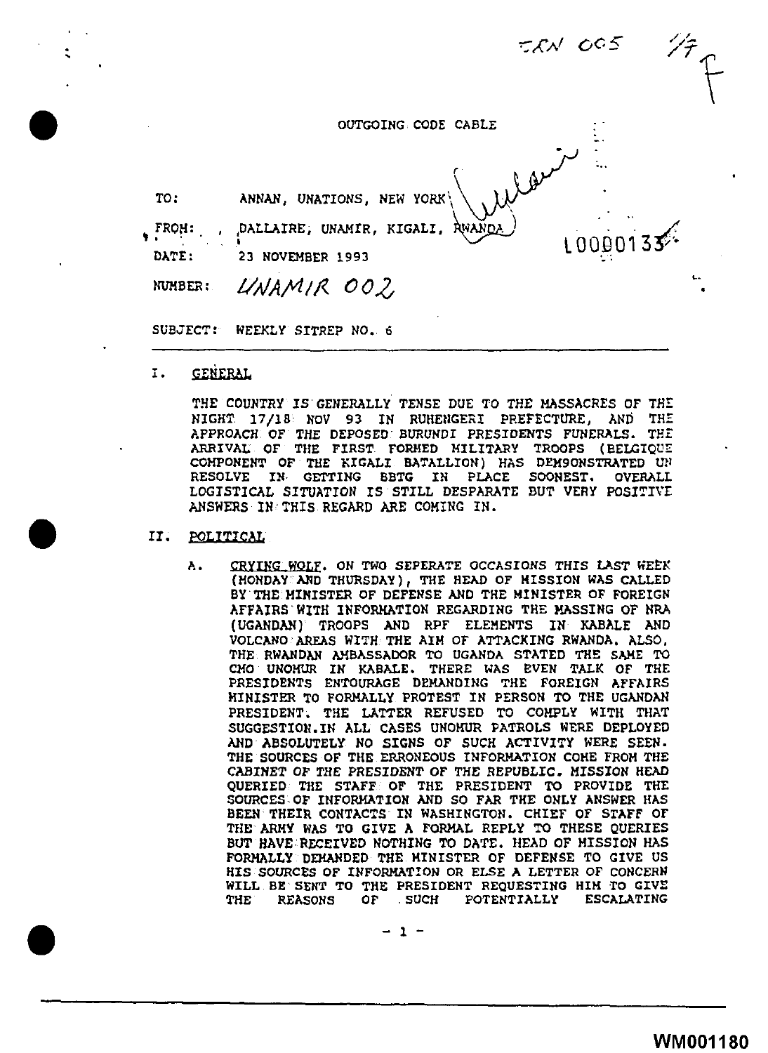OUTGOING CODE CABLE

TO: ANNAN, UNATIONS, NEW YORK

FROM: DALLAIRE, UNAMIR, KIGALI, RWANDA

DATE: 23 NOVEMBER 1993

NUMBER: UNAMIR 002

SUBJECT: WEEKLY SITREP NO. 6

## I. GENERAL

THE COUNTRY IS GENERALLY TENSE DUE TO THE MASSACRES OF THE NIGHT 17/18 NOV 93 IN RUHENGERI PREFECTURE, AND THE APPROACH OF THE DEPOSED BURUNDI PRESIDENTS FUNERALS. THE ARRIVAL OF THE FIRST FORMED MILITARY TROOPS (BELGIQUE COMPONENT OF THE KIGALI BATALLION) HAS DEM9ONSTRATED UN RESOLVE IN GETTING BBTG IN PLACE SOONEST. OVERALL LOGISTICAL SITUATION IS STILL DESPARATE BUT VERY POSITIVE ANSWERS IN THIS REGARD ARE COMING IN.

## II. POLITICAL

A. CRYING WOLF. ON TWO SEPERATE OCCASIONS THIS LAST WEEK (MONDAY AND THURSDAY), THE HEAD OF MISSION WAS CALLED BY THE MINISTER OF DEFENSE AND THE MINISTER OF FOREIGN AFFAIRS WITH INFORMATION REGARDING THE MASSING OF NRA (UGANDAN) TROOPS AND RPF ELEMENTS IN KABALE AND VOLCANO AREAS WITH THE AIM OF ATTACKING RWANDA. ALSO, THE RWANDAN AMBASSADOR TO UGANDA STATED THE SAME TO CMO UNOMUR IN KABALE. THERE WAS EVEN TALK OF THE PRESIDENTS ENTOURAGE DEMANDING THE FOREIGN AFFAIRS MINISTER TO FORMALLY PROTEST IN PERSON TO THE UGANDAN PRESIDENT. THE LATTER REFUSED TO COMPLY WITH THAT SUGGESTION.IN ALL CASES UNOMUR PATROLS WERE DEPLOYED AND ABSOLUTELY NO SIGNS OF SUCH ACTIVITY WERE SEEN. THE SOURCES OF THE ERRONEOUS INFORMATION COME FROM THE CABINET OF THE PRESIDENT OF THE REPUBLIC. MISSION HEAD QUERIED THE STAFF OF THE PRESIDENT TO PROVIDE THE SOURCES OF INFORMATION AND SO FAR THE ONLY ANSWER HAS BEEN THEIR CONTACTS IN WASHINGTON. CHIEF OF STAFF OF THE ARMY WAS TO GIVE A FORMAL REPLY TO THESE QUERIES BUT HAVE RECEIVED NOTHING TO DATE. HEAD OF MISSION HAS FORMALLY DEMANDED THE MINISTER OF DEFENSE TO GIVE US HIS SOURCES OF INFORMATION OR ELSE A LETTER OF CONCERN WILL BE SENT TO THE PRESIDENT REQUESTING HIM TO GIVE THE REASONS OF SUCH POTENTIALLY ESCALATING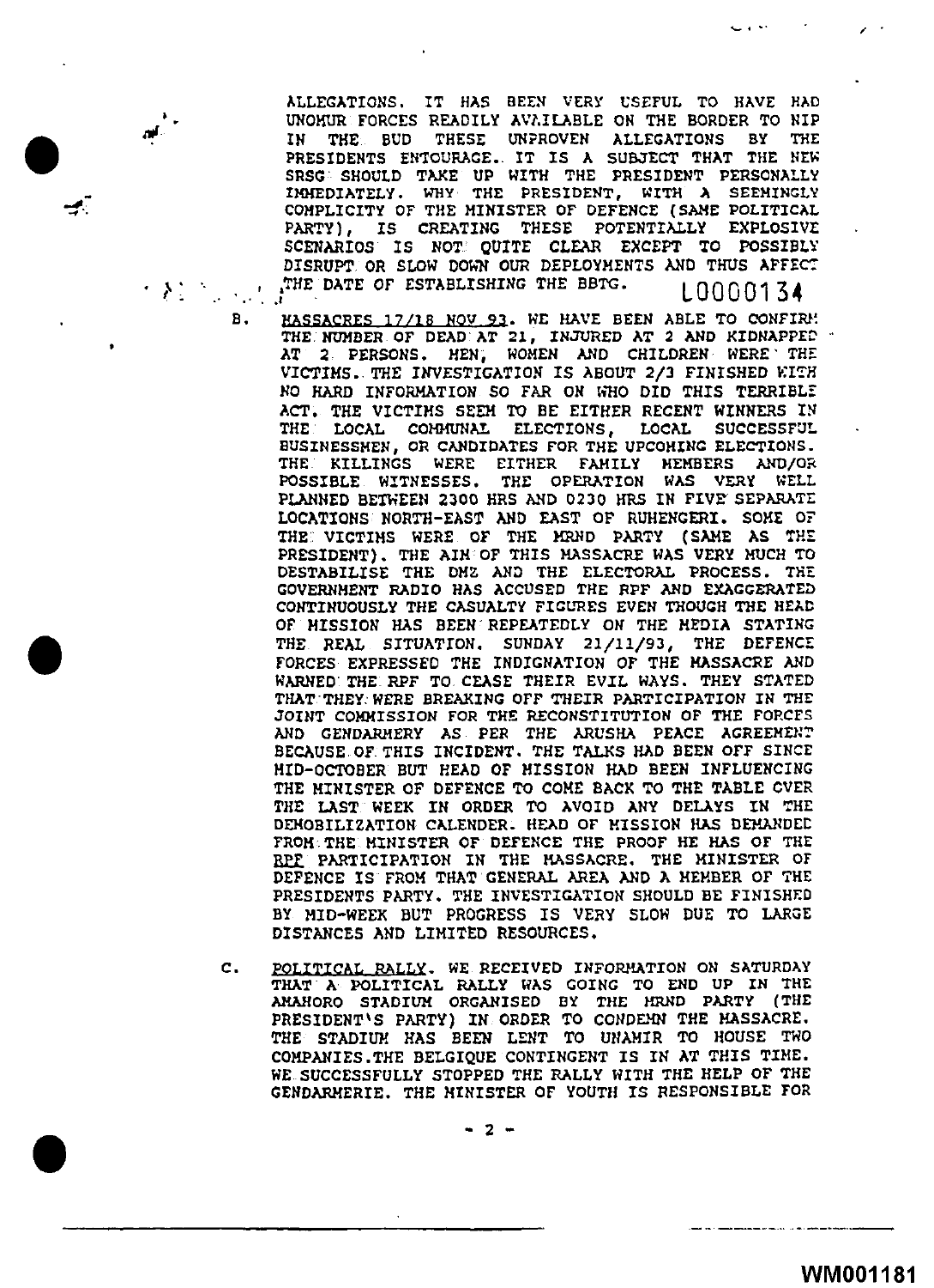ALLEGATIONS. IT HAS BEEN VERY USEFUL TO HAVE HAD UNOMUR FORCES READILY AVAILABLE ON THE BORDER TO NIP IN THE BUD THESE UNPROVEN ALLEGATIONS BY THE PRESIDENTS ENTOURAGE. IT IS A SUBJECT THAT THE NEW SRSG SHOULD TAKE UP WITH THE PRESIDENT PERSONALLY IMMEDIATELY. WHY THE PRESIDENT, WITH A SEEMINGLY COMPLICITY OF THE MINISTER OF DEFENCE (SAME POLITICAL PARTY), IS CREATING THESE POTENTIALLY EXPLOSIVE SCENARIOS IS NOT QUITE CLEAR EXCEPT TO POSSIBLY DISRUPT OR SLOW DOWN OUR DEPLOYMENTS AND THUS AFFECT THE DATE OF ESTABLISHING THE BBTG.

L0000134

B. <u>MASSACRES 17/18 NOV 93</u>. WE HAVE BEEN ABLE TO CONFIRM THE NUMBER OF DEAD AT 21, INJURED AT 2 AND KIDNAPPED AT 2 PERSONS. MEN, WOMEN AND CHILDREN WERE THE VICTIMS. THE INVESTIGATION IS ABOUT 2/3 FINISHED WITH NO HARD INFORMATION SO FAR ON WHO DID THIS TERRIBLE ACT. THE VICTIMS SEEM TO BE EITHER RECENT WINNERS IN THE LOCAL COMMUNAL ELECTIONS, LOCAL SUCCESSFUL BUSINESSMEN, OR CANDIDATES FOR THE UPCOMING ELECTIONS. THE KILLINGS WERE EITHER FAMILY MEMBERS AND/OR POSSIBLE WITNESSES. THE OPERATION WAS VERY WELL PLANNED BETWEEN 2300 HRS AND 0230 HRS IN FIVE SEPARATE LOCATIONS NORTH-EAST AND EAST OF RUHENGERI. SOME OF THE VICTIMS WERE OF THE MRND PARTY (SAME AS THE PRESIDENT). THE AIM OF THIS MASSACRE WAS VERY MUCH TO DESTABILISE THE DMZ AND THE ELECTORAL PROCESS. THE GOVERNMENT RADIO HAS ACCUSED THE RPF AND EXAGGERATED CONTINUOUSLY THE CASUALTY FIGURES EVEN THOUGH THE HEAD OF MISSION HAS BEEN REPEATEDLY ON THE MEDIA STATING THE REAL SITUATION. SUNDAY 21/11/93, THE DEFENCE FORCES EXPRESSED THE INDIGNATION OF THE MASSACRE AND WARNED THE RPF TO CEASE THEIR EVIL WAYS. THEY STATED THAT THEY WERE BREAKING OFF THEIR PARTICIPATION IN THE JOINT COMMISSION FOR THE RECONSTITUTION OF THE FORCES AND GENDARMERY AS PER THE ARUSHA PEACE AGREEMENT BECAUSE OF THIS INCIDENT. THE TALKS HAD BEEN OFF SINCE MID-OCTOBER BUT HEAD OF MISSION HAD BEEN INFLUENCING THE MINISTER OF DEFENCE TO COME BACK TO THE TABLE OVER THE LAST WEEK IN ORDER TO AVOID ANY DELAYS IN THE DEMOBILIZATION CALENDER. HEAD OF MISSION HAS DEMANDED FROM THE MINISTER OF DEFENCE THE PROOF HE HAS OF THE <u>RPF</u> PARTICIPATION IN THE MASSACRE. THE MINISTER OF DEFENCE IS FROM THAT GENERAL AREA AND A MEMBER OF THE PRESIDENTS PARTY. THE INVESTIGATION SHOULD BE FINISHED BY MID-WEEK BUT PROGRESS IS VERY SLOW DUE TO LARGE DISTANCES AND LIMITED RESOURCES.

C. <u>POLITICAL RALLY</u>. WE RECEIVED INFORMATION ON SATURDAY THAT A POLITICAL RALLY WAS GOING TO END UP IN THE AMAHORO STADIUM ORGANISED BY THE MRND PARTY (THE PRESIDENT'S PARTY) IN ORDER TO CONDEMN THE MASSACRE. THE STADIUM HAS BEEN LENT TO UNAMIR TO HOUSE TWO COMPANIES. THE BELGIQUE CONTINGENT IS IN AT THIS TIME. WE SUCCESSFULLY STOPPED THE RALLY WITH THE HELP OF THE GENDARMERIE. THE MINISTER OF YOUTH IS RESPONSIBLE FOR

WM001181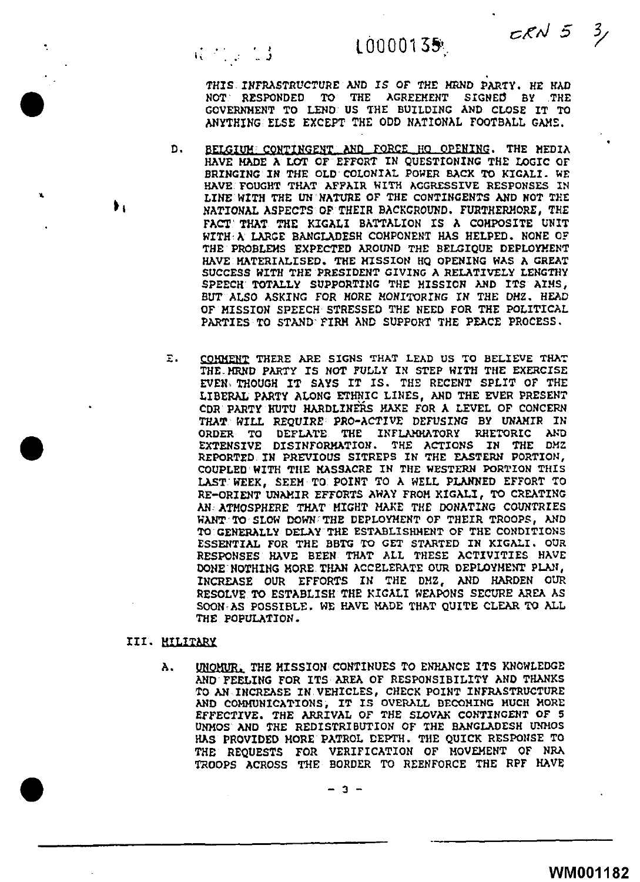THIS INFRASTRUCTURE AND IS OF THE MRND PARTY. HE HAD NOT RESPONDED TO THE AGREEMENT SIGNED BY THE GOVERNMENT TO LEND US THE BUILDING AND CLOSE IT TO ANYTHING ELSE EXCEPT THE ODD NATIONAL FOOTBALL GAME.

D. BELGIUM CONTINGENT AND FORCE HQ OPENING. THE MEDIA HAVE MADE A LOT OF EFFORT IN QUESTIONING THE LOGIC OF BRINGING IN THE OLD COLONIAL POWER BACK TO KIGALI. WE HAVE FOUGHT THAT AFFAIR WITH AGGRESSIVE RESPONSES IN LINE WITH THE UN NATURE OF THE CONTINGENTS AND NOT THE NATIONAL ASPECTS OF THEIR BACKGROUND. FURTHERMORE, THE FACT THAT THE KIGALI BATTALION IS A COMPOSITE UNIT WITH A LARGE BANGLADESH COMPONENT HAS HELPED. NONE OF THE PROBLEMS EXPECTED AROUND THE BELGIQUE DEPLOYMENT HAVE MATERIALISED. THE MISSION HQ OPENING WAS A GREAT SUCCESS WITH THE PRESIDENT GIVING A RELATIVELY LENGTHY SPEECH TOTALLY SUPPORTING THE MISSION AND ITS AIMS, BUT ALSO ASKING FOR MORE MONITORING IN THE DMZ. HEAD OF MISSION SPEECH STRESSED THE NEED FOR THE POLITICAL PARTIES TO STAND FIRM AND SUPPORT THE PEACE PROCESS.

E. COMMENT THERE ARE SIGNS THAT LEAD US TO BELIEVE THAT THE MRND PARTY IS NOT FULLY IN STEP WITH THE EXERCISE EVEN THOUGH IT SAYS IT IS. THE RECENT SPLIT OF THE LIBERAL PARTY ALONG ETHNIC LINES, AND THE EVER PRESENT CDR PARTY HUTU HARDLINERS MAKE FOR A LEVEL OF CONCERN THAT WILL REQUIRE PRO-ACTIVE DEFUSING BY UNAMIR IN ORDER TO DEFLATE THE INFLAMMATORY RHETORIC AND EXTENSIVE DISINFORMATION. THE ACTIONS IN THE DMZ REPORTED IN PREVIOUS SITREPS IN THE EASTERN PORTION, COUPLED WITH THE MASSACRE IN THE WESTERN PORTION THIS LAST WEEK, SEEM TO POINT TO A WELL PLANNED EFFORT TO RE-ORIENT UNAMIR EFFORTS AWAY FROM KIGALI, TO CREATING AN ATMOSPHERE THAT MIGHT MAKE THE DONATING COUNTRIES WANT TO SLOW DOWN THE DEPLOYMENT OF THEIR TROOPS, AND TO GENERALLY DELAY THE ESTABLISHMENT OF THE CONDITIONS ESSENTIAL FOR THE BBTG TO GET STARTED IN KIGALI. OUR RESPONSES HAVE BEEN THAT ALL THESE ACTIVITIES HAVE DONE NOTHING MORE THAN ACCELERATE OUR DEPLOYMENT PLAN, INCREASE OUR EFFORTS IN THE DMZ, AND HARDEN OUR RESOLVE TO ESTABLISH THE KIGALI WEAPONS SECURE AREA AS SOON AS POSSIBLE. WE HAVE MADE THAT QUITE CLEAR TO ALL THE POPULATION.

## III. MILITARY

A. UNOMUR. THE MISSION CONTINUES TO ENHANCE ITS KNOWLEDGE AND FEELING FOR ITS AREA OF RESPONSIBILITY AND THANKS TO AN INCREASE IN VEHICLES, CHECK POINT INFRASTRUCTURE AND COMMUNICATIONS, IT IS OVERALL BECOMING MUCH MORE EFFECTIVE. THE ARRIVAL OF THE SLOVAK CONTINGENT OF 5 UNMOS AND THE REDISTRIBUTION OF THE BANGLADESH UNMOS HAS PROVIDED MORE PATROL DEPTH. THE QUICK RESPONSE TO THE REQUESTS FOR VERIFICATION OF MOVEMENT OF NRA TROOPS ACROSS THE BORDER TO REENFORCE THE RPF HAVE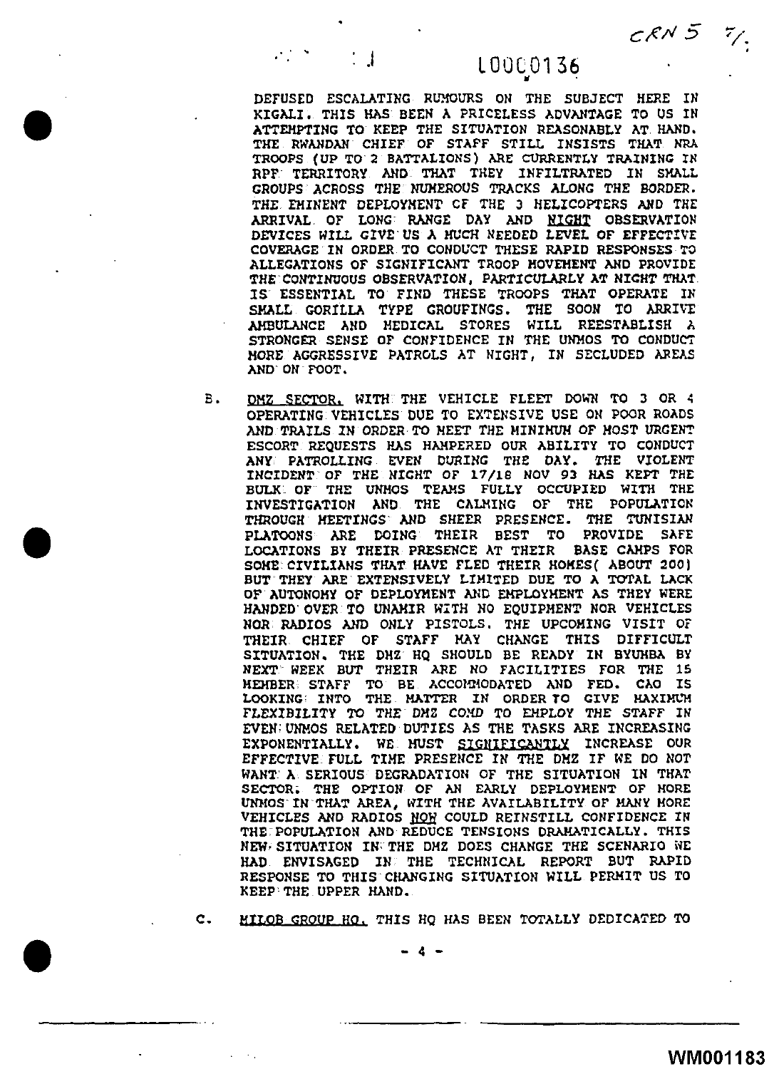DEFUSED ESCALATING RUMOURS ON THE SUBJECT HERE IN KIGALI. THIS HAS BEEN A PRICELESS ADVANTAGE TO US IN ATTEMPTING TO KEEP THE SITUATION REASONABLY AT HAND. THE RWANDAN CHIEF OF STAFF STILL INSISTS THAT NRA TROOPS (UP TO 2 BATTALIONS) ARE CURRENTLY TRAINING IN RPF TERRITORY AND THAT THEY INFILTRATED IN SMALL GROUPS ACROSS THE NUMEROUS TRACKS ALONG THE BORDER. THE EMINENT DEPLOYMENT OF THE 3 HELICOPTERS AND THE ARRIVAL OF LONG RANGE DAY AND NIGHT OBSERVATION DEVICES WILL GIVE US A MUCH NEEDED LEVEL OF EFFECTIVE COVERAGE IN ORDER TO CONDUCT THESE RAPID RESPONSES TO ALLEGATIONS OF SIGNIFICANT TROOP MOVEMENT AND PROVIDE THE CONTINUOUS OBSERVATION, PARTICULARLY AT NIGHT THAT IS ESSENTIAL TO FIND THESE TROOPS THAT OPERATE IN SMALL GORILLA TYPE GROUPINGS. THE SOON TO ARRIVE AMBULANCE AND MEDICAL STORES WILL REESTABLISH A STRONGER SENSE OF CONFIDENCE IN THE UNMOS TO CONDUCT MORE AGGRESSIVE PATROLS AT NIGHT, IN SECLUDED AREAS AND ON FOOT.

B. DMZ SECTOR. WITH THE VEHICLE FLEET DOWN TO 3 OR 4 OPERATING VEHICLES DUE TO EXTENSIVE USE ON POOR ROADS AND TRAILS IN ORDER TO MEET THE MINIMUM OF MOST URGENT ESCORT REQUESTS HAS HAMPERED OUR ABILITY TO CONDUCT ANY PATROLLING EVEN DURING THE DAY. THE VIOLENT INCIDENT OF THE NIGHT OF 17/18 NOV 93 HAS KEPT THE BULK OF THE UNMOS TEAMS FULLY OCCUPIED WITH THE INVESTIGATION AND THE CALMING OF THE POPULATION THROUGH MEETINGS AND SHEER PRESENCE. THE TUNISIAN PLATOONS ARE DOING THEIR BEST TO PROVIDE SAFE LOCATIONS BY THEIR PRESENCE AT THEIR BASE CAMPS FOR SOME CIVILIANS THAT HAVE FLED THEIR HOMES( ABOUT 200) BUT THEY ARE EXTENSIVELY LIMITED DUE TO A TOTAL LACK OF AUTONOMY OF DEPLOYMENT AND EMPLOYMENT AS THEY WERE HANDED OVER TO UNAMIR WITH NO EQUIPMENT NOR VEHICLES NOR RADIOS AND ONLY PISTOLS. THE UPCOMING VISIT OF THEIR CHIEF OF STAFF MAY CHANGE THIS DIFFICULT SITUATION. THE DMZ HQ SHOULD BE READY IN BYUMBA BY NEXT WEEK BUT THEIR ARE NO FACILITIES FOR THE 15 MEMBER STAFF TO BE ACCOMMODATED AND FED. CAO IS LOOKING INTO THE MATTER IN ORDER TO GIVE MAXIMUM FLEXIBILITY TO THE DMZ COMD TO EMPLOY THE STAFF IN EVEN UNMOS RELATED DUTIES AS THE TASKS ARE INCREASING EXPONENTIALLY. WE MUST SIGNIFICANTLY INCREASE OUR EFFECTIVE FULL TIME PRESENCE IN THE DMZ IF WE DO NOT WANT A SERIOUS DEGRADATION OF THE SITUATION IN THAT SECTOR. THE OPTION OF AN EARLY DEPLOYMENT OF MORE UNMOS IN THAT AREA, WITH THE AVAILABILITY OF MANY MORE VEHICLES AND RADIOS NOW COULD REINSTILL CONFIDENCE IN THE POPULATION AND REDUCE TENSIONS DRAMATICALLY. THIS NEW SITUATION IN THE DMZ DOES CHANGE THE SCENARIO WE HAD ENVISAGED IN THE TECHNICAL REPORT BUT RAPID RESPONSE TO THIS CHANGING SITUATION WILL PERMIT US TO KEEP THE UPPER HAND.

C. MILOB GROUP HQ. THIS HQ HAS BEEN TOTALLY DEDICATED TO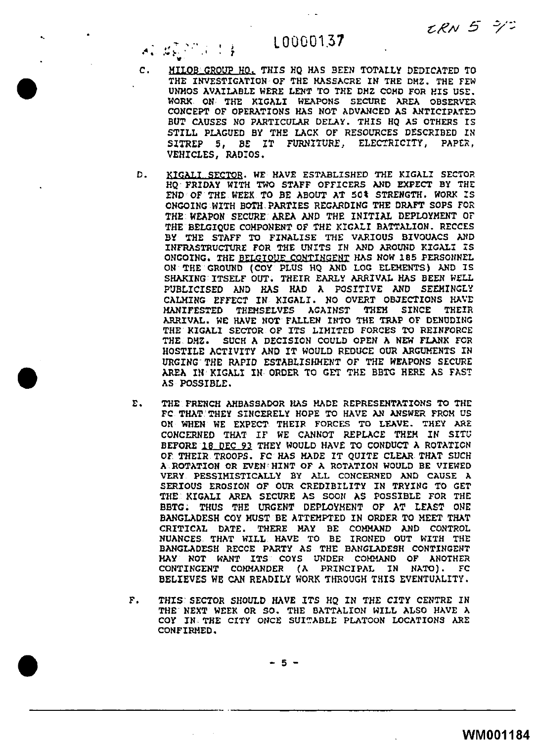L0000137

C. MILOB GROUP HQ. THIS HQ HAS BEEN TOTALLY DEDICATED TO THE INVESTIGATION OF THE MASSACRE IN THE DMZ. THE FEW UNMOS AVAILABLE WERE LENT TO THE DMZ COMD FOR HIS USE. WORK ON THE KIGALI WEAPONS SECURE AREA OBSERVER CONCEPT OF OPERATIONS HAS NOT ADVANCED AS ANTICIPATED BUT CAUSES NO PARTICULAR DELAY. THIS HQ AS OTHERS IS STILL PLAGUED BY THE LACK OF RESOURCES DESCRIBED IN SITREP 5, BE IT FURNITURE, ELECTRICITY, PAPER, VEHICLES, RADIOS.

D. KIGALI SECTOR. WE HAVE ESTABLISHED THE KIGALI SECTOR HQ FRIDAY WITH TWO STAFF OFFICERS AND EXPECT BY THE END OF THE WEEK TO BE ABOUT AT 50% STRENGTH. WORK IS ONGOING WITH BOTH PARTIES REGARDING THE DRAFT SOPS FOR THE WEAPON SECURE AREA AND THE INITIAL DEPLOYMENT OF THE BELGIQUE COMPONENT OF THE KIGALI BATTALION. RECCES BY THE STAFF TO FINALISE THE VARIOUS BIVOUACS AND INFRASTRUCTURE FOR THE UNITS IN AND AROUND KIGALI IS ONGOING. THE BELGIQUE CONTINGENT HAS NOW 185 PERSONNEL ON THE GROUND (COY PLUS HQ AND LOG ELEMENTS) AND IS SHAKING ITSELF OUT. THEIR EARLY ARRIVAL HAS BEEN WELL PUBLICISED AND HAS HAD A POSITIVE AND SEEMINGLY CALMING EFFECT IN KIGALI. NO OVERT OBJECTIONS HAVE MANIFESTED THEMSELVES AGAINST THEM SINCE THEIR ARRIVAL. WE HAVE NOT FALLEN INTO THE TRAP OF DENUDING THE KIGALI SECTOR OF ITS LIMITED FORCES TO REINFORCE THE DMZ. SUCH A DECISION COULD OPEN A NEW FLANK FOR HOSTILE ACTIVITY AND IT WOULD REDUCE OUR ARGUMENTS IN URGING THE RAPID ESTABLISHMENT OF THE WEAPONS SECURE AREA IN KIGALI IN ORDER TO GET THE BBTG HERE AS FAST AS POSSIBLE.

E. THE FRENCH AMBASSADOR HAS MADE REPRESENTATIONS TO THE FC THAT THEY SINCERELY HOPE TO HAVE AN ANSWER FROM US ON WHEN WE EXPECT THEIR FORCES TO LEAVE. THEY ARE CONCERNED THAT IF WE CANNOT REPLACE THEM IN SITU BEFORE 18 DEC 93 THEY WOULD HAVE TO CONDUCT A ROTATION OF THEIR TROOPS. FC HAS MADE IT QUITE CLEAR THAT SUCH A ROTATION OR EVEN HINT OF A ROTATION WOULD BE VIEWED VERY PESSIMISTICALLY BY ALL CONCERNED AND CAUSE A SERIOUS EROSION OF OUR CREDIBILITY IN TRYING TO GET THE KIGALI AREA SECURE AS SOON AS POSSIBLE FOR THE BBTG. THUS THE URGENT DEPLOYMENT OF AT LEAST ONE BANGLADESH COY MUST BE ATTEMPTED IN ORDER TO MEET THAT CRITICAL DATE. THERE MAY BE COMMAND AND CONTROL NUANCES THAT WILL HAVE TO BE IRONED OUT WITH THE BANGLADESH RECCE PARTY AS THE BANGLADESH CONTINGENT MAY NOT WANT ITS COYS UNDER COMMAND OF ANOTHER CONTINGENT COMMANDER (A PRINCIPAL IN NATO). FC BELIEVES WE CAN READILY WORK THROUGH THIS EVENTUALITY.

F. THIS SECTOR SHOULD HAVE ITS HQ IN THE CITY CENTRE IN THE NEXT WEEK OR SO. THE BATTALION WILL ALSO HAVE A COY IN THE CITY ONCE SUITABLE PLATOON LOCATIONS ARE CONFIRMED.

WM001184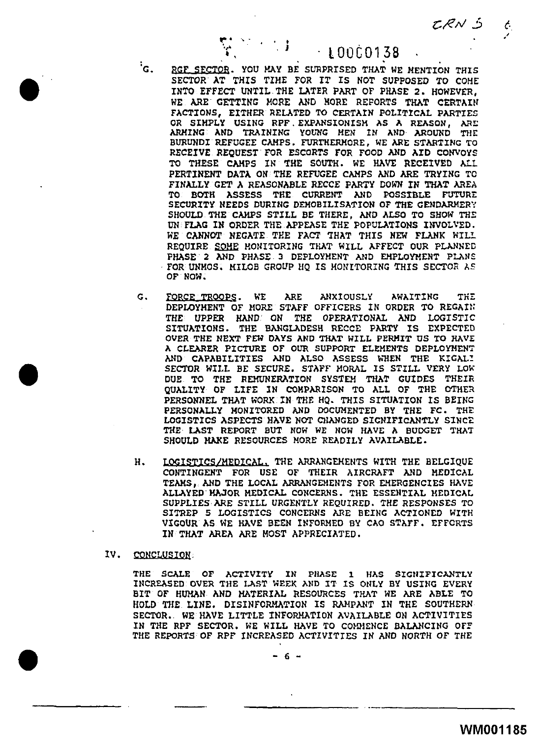G. RGF SECTOR. YOU MAY BE SURPRISED THAT WE MENTION THIS SECTOR AT THIS TIME FOR IT IS NOT SUPPOSED TO COME INTO EFFECT UNTIL THE LATER PART OF PHASE 2. HOWEVER, WE ARE GETTING MORE AND MORE REPORTS THAT CERTAIN FACTIONS, EITHER RELATED TO CERTAIN POLITICAL PARTIES OR SIMPLY USING RPF EXPANSIONISM AS A REASON, ARE ARMING AND TRAINING YOUNG MEN IN AND AROUND THE BURUNDI REFUGEE CAMPS. FURTHERMORE, WE ARE STARTING TO RECEIVE REQUEST FOR ESCORTS FOR FOOD AND AID CONVOYS TO THESE CAMPS IN THE SOUTH. WE HAVE RECEIVED ALL PERTINENT DATA ON THE REFUGEE CAMPS AND ARE TRYING TO FINALLY GET A REASONABLE RECCE PARTY DOWN IN THAT AREA TO BOTH ASSESS THE CURRENT AND POSSIBLE FUTURE SECURITY NEEDS DURING DEMOBILISATION OF THE GENDARMERY SHOULD THE CAMPS STILL BE THERE, AND ALSO TO SHOW THE UN FLAG IN ORDER THE APPEASE THE POPULATIONS INVOLVED. WE CANNOT NEGATE THE FACT THAT THIS NEW FLANK WILL REQUIRE SOME MONITORING THAT WILL AFFECT OUR PLANNED PHASE 2 AND PHASE 3 DEPLOYMENT AND EMPLOYMENT PLANS FOR UNMOS. MILOB GROUP HQ IS MONITORING THIS SECTOR AS OF NOW.

G. FORCE TROOPS. WE ARE ANXIOUSLY AWAITING THE DEPLOYMENT OF MORE STAFF OFFICERS IN ORDER TO REGAIN THE UPPER HAND ON THE OPERATIONAL AND LOGISTIC SITUATIONS. THE BANGLADESH RECCE PARTY IS EXPECTED OVER THE NEXT FEW DAYS AND THAT WILL PERMIT US TO HAVE A CLEARER PICTURE OF OUR SUPPORT ELEMENTS DEPLOYMENT AND CAPABILITIES AND ALSO ASSESS WHEN THE KIGALI SECTOR WILL BE SECURE. STAFF MORAL IS STILL VERY LOW DUE TO THE REMUNERATION SYSTEM THAT GUIDES THEIR QUALITY OF LIFE IN COMPARISON TO ALL OF THE OTHER PERSONNEL THAT WORK IN THE HQ. THIS SITUATION IS BEING PERSONALLY MONITORED AND DOCUMENTED BY THE FC. THE LOGISTICS ASPECTS HAVE NOT CHANGED SIGNIFICANTLY SINCE THE LAST REPORT BUT NOW WE NOW HAVE A BUDGET THAT SHOULD MAKE RESOURCES MORE READILY AVAILABLE.

H. LOGISTICS/MEDICAL. THE ARRANGEMENTS WITH THE BELGIQUE CONTINGENT FOR USE OF THEIR AIRCRAFT AND MEDICAL TEAMS, AND THE LOCAL ARRANGEMENTS FOR EMERGENCIES HAVE ALLAYED MAJOR MEDICAL CONCERNS. THE ESSENTIAL MEDICAL SUPPLIES ARE STILL URGENTLY REQUIRED. THE RESPONSES TO SITREP 5 LOGISTICS CONCERNS ARE BEING ACTIONED WITH VIGOUR AS WE HAVE BEEN INFORMED BY CAO STAFF. EFFORTS IN THAT AREA ARE MOST APPRECIATED.

## IV. CONCLUSION

THE SCALE OF ACTIVITY IN PHASE 1 HAS SIGNIFICANTLY INCREASED OVER THE LAST WEEK AND IT IS ONLY BY USING EVERY BIT OF HUMAN AND MATERIAL RESOURCES THAT WE ARE ABLE TO HOLD THE LINE. DISINFORMATION IS RAMPANT IN THE SOUTHERN SECTOR. WE HAVE LITTLE INFORMATION AVAILABLE ON ACTIVITIES IN THE RPF SECTOR. WE WILL HAVE TO COMMENCE BALANCING OFF THE REPORTS OF RPF INCREASED ACTIVITIES IN AND NORTH OF THE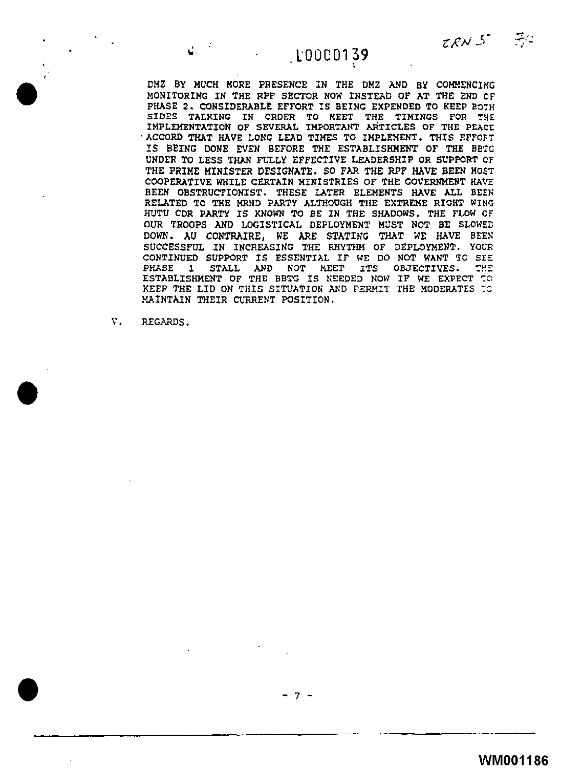DMZ BY MUCH MORE PRESENCE IN THE DMZ AND BY COMMENCING MONITORING IN THE RPF SECTOR NOW INSTEAD OF AT THE END OF PHASE 2. CONSIDERABLE EFFORT IS BEING EXPENDED TO KEEP BOTH SIDES TALKING IN ORDER TO MEET THE TIMINGS FOR THE IMPLEMENTATION OF SEVERAL IMPORTANT ARTICLES OF THE PEACE ACCORD THAT HAVE LONG LEAD TIMES TO IMPLEMENT. THIS EFFORT IS BEING DONE EVEN BEFORE THE ESTABLISHMENT OF THE BBTG UNDER TO LESS THAN FULLY EFFECTIVE LEADERSHIP OR SUPPORT OF THE PRIME MINISTER DESIGNATE. SO FAR THE RPF HAVE BEEN MOST COOPERATIVE WHILE CERTAIN MINISTRIES OF THE GOVERNMENT HAVE BEEN OBSTRUCTIONIST. THESE LATER ELEMENTS HAVE ALL BEEN RELATED TO THE MRND PARTY ALTHOUGH THE EXTREME RIGHT WING HUTU CDR PARTY IS KNOWN TO BE IN THE SHADOWS. THE FLOW OF OUR TROOPS AND LOGISTICAL DEPLOYMENT MUST NOT BE SLOWED DOWN. AU CONTRAIRE, WE ARE STATING THAT WE HAVE BEEN SUCCESSFUL IN INCREASING THE RHYTHM OF DEPLOYMENT. YOUR CONTINUED SUPPORT IS ESSENTIAL IF WE DO NOT WANT TO SEE PHASE 1 STALL AND NOT MEET ITS OBJECTIVES. THE ESTABLISHMENT OF THE BBTG IS NEEDED NOW IF WE EXPECT TO KEEP THE LID ON THIS SITUATION AND PERMIT THE MODERATES TO MAINTAIN THEIR CURRENT POSITION.

V. REGARDS.